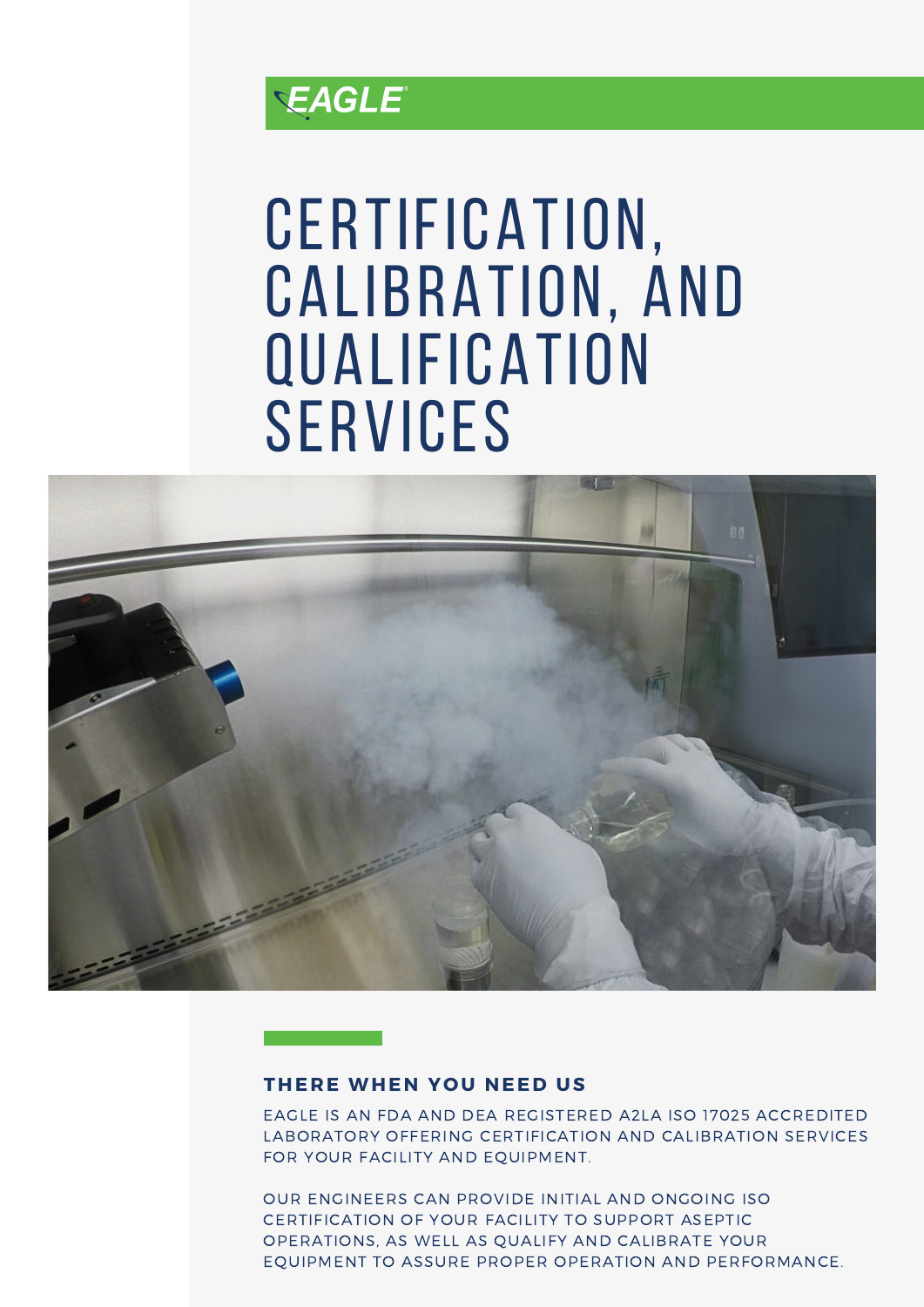EAGLE

# CERTIFICATION, CALIBRATION, AND QUALIFICATION SERVICES

## THERE WHEN YOU NEED US

EAGLE IS AN FDA AND DEA REGISTERED A2LA ISO 17025 ACCREDITED LABORATORY OFFERING CERTIFICATION AND CALIBRATION SERVICES FOR YOUR FACILITY AND EQUIPMENT.

OUR ENGINEERS CAN PROVIDE INITIAL AND ONGOING ISO CERTIFICATION OF YOUR FACILITY TO SUPPORT ASEPTIC OPERATIONS, AS WELL AS QUALIFY AND CALIBRATE YOUR EQUIPMENT TO ASSURE PROPER OPERATION AND PERFORMANCE.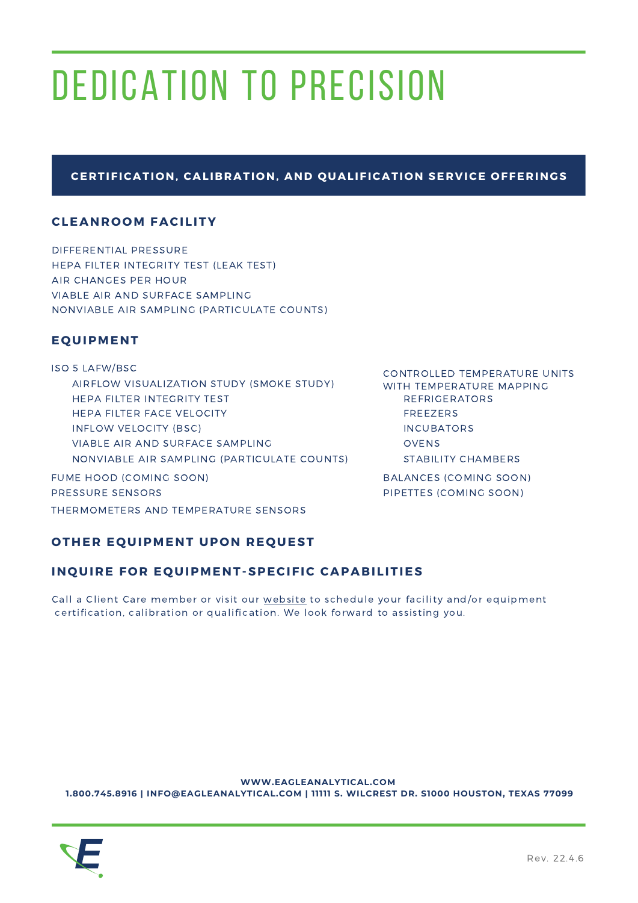# DEDICATION TO PRECISION

## CERTIFICATION, CALIBRATION, AND QUALIFICATION SERVICE OFFERINGS

### CLEANROOM FACILITY

DIFFERENTIAL PRESSURE
HEPA FILTER INTEGRITY TEST (LEAK TEST)
AIR CHANGES PER HOUR
VIABLE AIR AND SURFACE SAMPLING
NONVIABLE AIR SAMPLING (PARTICULATE COUNTS)

### EQUIPMENT

- ISO 5 LAFW/BSC
  - AIRFLOW VISUALIZATION STUDY (SMOKE STUDY)
  - HEPA FILTER INTEGRITY TEST
  - HEPA FILTER FACE VELOCITY
  - INFLOW VELOCITY (BSC)
  - VIABLE AIR AND SURFACE SAMPLING
  - NONVIABLE AIR SAMPLING (PARTICULATE COUNTS)
- FUME HOOD (COMING SOON)
- PRESSURE SENSORS
- THERMOMETERS AND TEMPERATURE SENSORS
- CONTROLLED TEMPERATURE UNITS WITH TEMPERATURE MAPPING
  - REFRIGERATORS
  - FREEZERS
  - INCUBATORS
  - OVENS
  - STABILITY CHAMBERS
- BALANCES (COMING SOON)
- PIPETTES (COMING SOON)

### OTHER EQUIPMENT UPON REQUEST

### INQUIRE FOR EQUIPMENT-SPECIFIC CAPABILITIES

Call a Client Care member or visit our website to schedule your facility and/or equipment certification, calibration or qualification. We look forward to assisting you.

**WWW.EAGLEANALYTICAL.COM**
**1.800.745.8916 | INFO@EAGLEANALYTICAL.COM | 11111 S. WILCREST DR. S1000 HOUSTON, TEXAS 77099**

Rev. 22.4.6